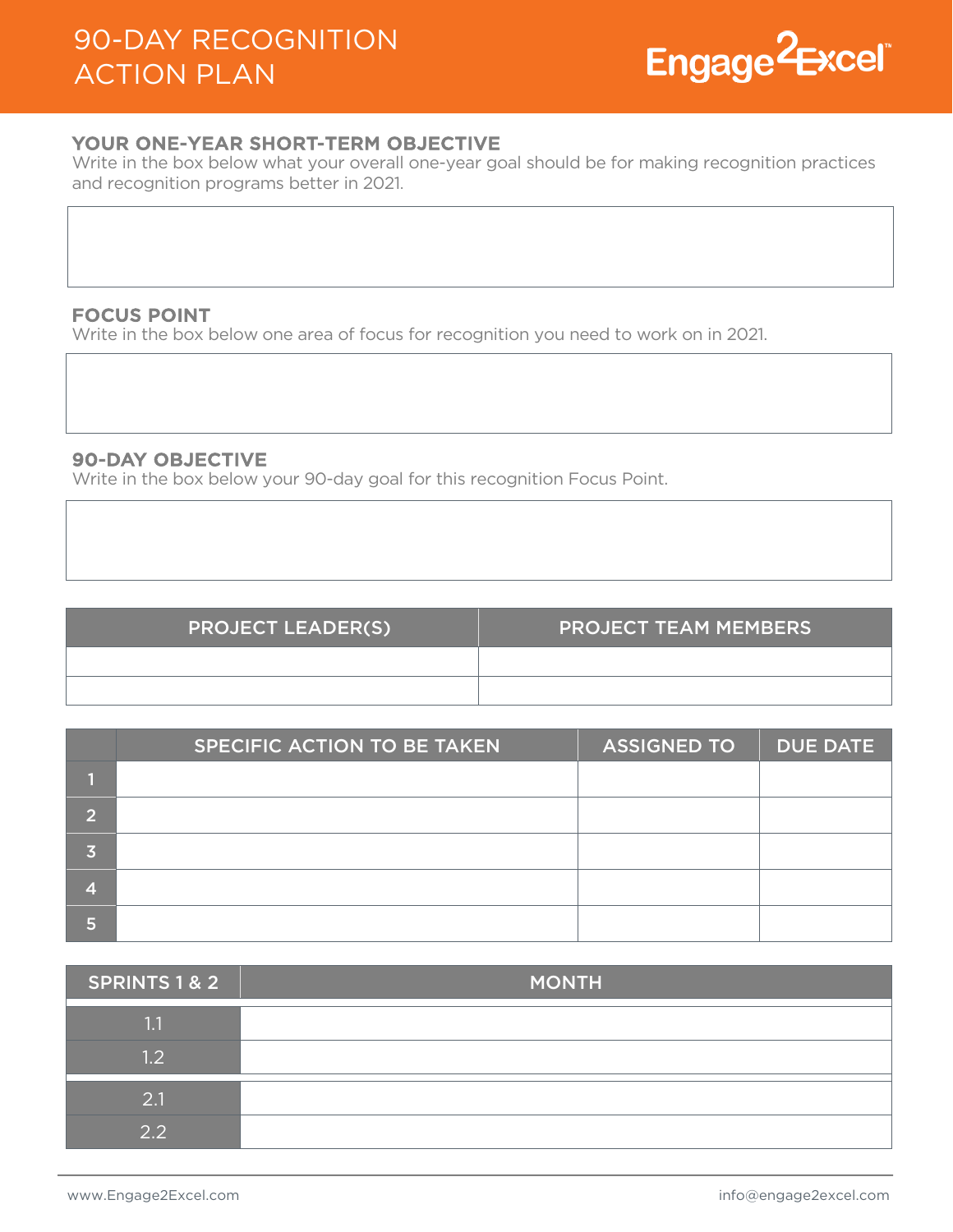# 90-DAY RECOGNITION ACTION PLAN

Engage2Excel

## YOUR ONE-YEAR SHORT-TERM OBJECTIVE

Write in the box below what your overall one-year goal should be for making recognition practices and recognition programs better in 2021.

| |
|---|
| |

## FOCUS POINT

Write in the box below one area of focus for recognition you need to work on in 2021.

| |
|---|
| |

## 90-DAY OBJECTIVE

Write in the box below your 90-day goal for this recognition Focus Point.

| |
|---|
| |

| PROJECT LEADER(S) | PROJECT TEAM MEMBERS |
|---|---|
| | |
| | |

| | SPECIFIC ACTION TO BE TAKEN | ASSIGNED TO | DUE DATE |
|---|---|---|---|
| 1 | | | |
| 2 | | | |
| 3 | | | |
| 4 | | | |
| 5 | | | |

| SPRINTS 1 & 2 | MONTH |
|---|---|
| 1.1 | |
| 1.2 | |
| 2.1 | |
| 2.2 | |

www.Engage2Excel.com

info@engage2excel.com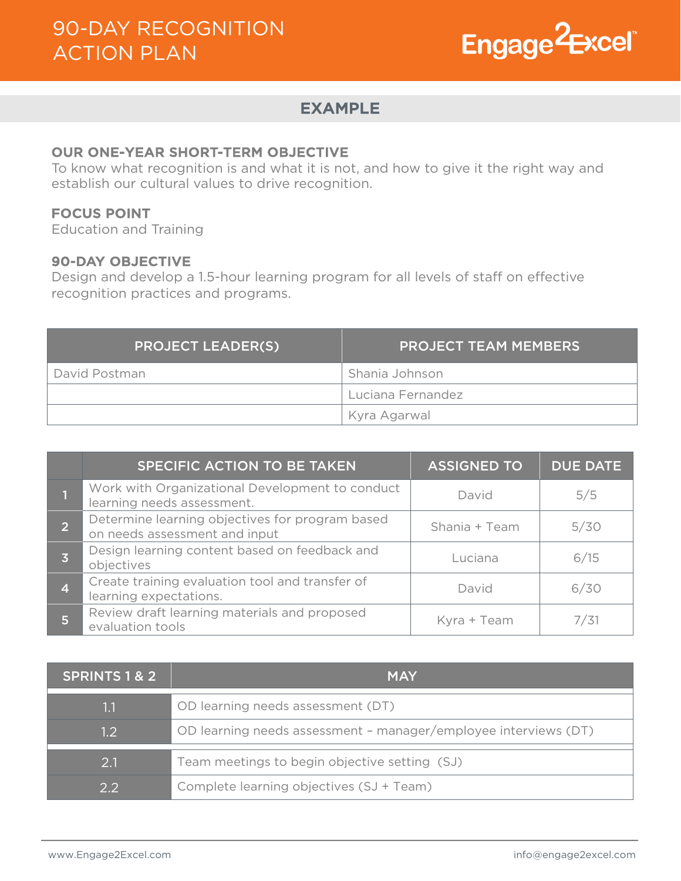# 90-DAY RECOGNITION ACTION PLAN

Engage2Excel

## EXAMPLE

### OUR ONE-YEAR SHORT-TERM OBJECTIVE

To know what recognition is and what it is not, and how to give it the right way and establish our cultural values to drive recognition.

### FOCUS POINT

Education and Training

### 90-DAY OBJECTIVE

Design and develop a 1.5-hour learning program for all levels of staff on effective recognition practices and programs.

| PROJECT LEADER(S) | PROJECT TEAM MEMBERS |
|---|---|
| David Postman | Shania Johnson |
| | Luciana Fernandez |
| | Kyra Agarwal |

| | SPECIFIC ACTION TO BE TAKEN | ASSIGNED TO | DUE DATE |
|---|---|---|---|
| 1 | Work with Organizational Development to conduct learning needs assessment. | David | 5/5 |
| 2 | Determine learning objectives for program based on needs assessment and input | Shania + Team | 5/30 |
| 3 | Design learning content based on feedback and objectives | Luciana | 6/15 |
| 4 | Create training evaluation tool and transfer of learning expectations. | David | 6/30 |
| 5 | Review draft learning materials and proposed evaluation tools | Kyra + Team | 7/31 |

| SPRINTS 1 & 2 | MAY |
|---|---|
| 1.1 | OD learning needs assessment (DT) |
| 1.2 | OD learning needs assessment – manager/employee interviews (DT) |
| 2.1 | Team meetings to begin objective setting (SJ) |
| 2.2 | Complete learning objectives (SJ + Team) |

www.Engage2Excel.com info@engage2excel.com